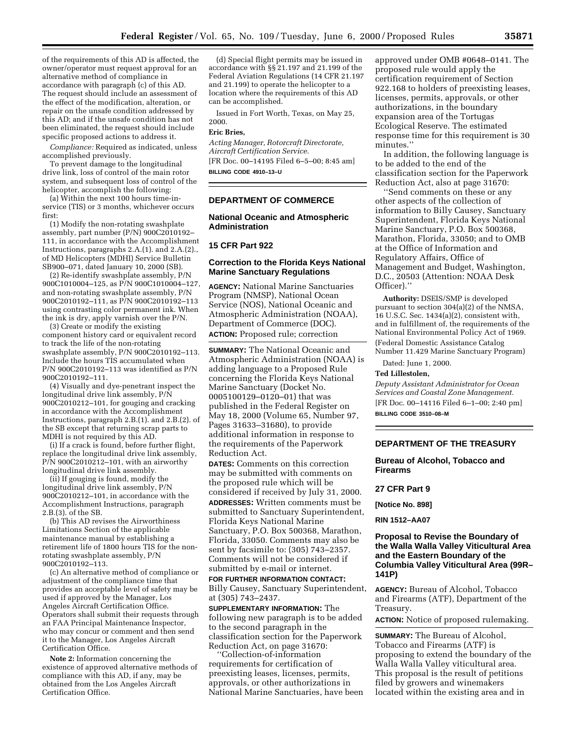of the requirements of this AD is affected, the owner/operator must request approval for an alternative method of compliance in accordance with paragraph (c) of this AD. The request should include an assessment of the effect of the modification, alteration, or repair on the unsafe condition addressed by this AD; and if the unsafe condition has not been eliminated, the request should include specific proposed actions to address it.

*Compliance:* Required as indicated, unless accomplished previously.

To prevent damage to the longitudinal drive link, loss of control of the main rotor system, and subsequent loss of control of the helicopter, accomplish the following:

(a) Within the next 100 hours time-in-service (TIS) or 3 months, whichever occurs first:

(1) Modify the non-rotating swashplate assembly, part number (P/N) 900C2010192–111, in accordance with the Accomplishment Instructions, paragraphs 2.A.(1). and 2.A.(2)., of MD Helicopters (MDHI) Service Bulletin SB900–071, dated January 10, 2000 (SB).

(2) Re-identify swashplate assembly, P/N 900C1010004–125, as P/N 900C1010004–127, and non-rotating swashplate assembly, P/N 900C2010192–111, as P/N 900C2010192–113 using contrasting color permanent ink. When the ink is dry, apply varnish over the P/N.

(3) Create or modify the existing component history card or equivalent record to track the life of the non-rotating swashplate assembly, P/N 900C2010192–113. Include the hours TIS accumulated when P/N 900C2010192–113 was identified as P/N 900C2010192–111.

(4) Visually and dye-penetrant inspect the longitudinal drive link assembly, P/N 900C2010212–101, for gouging and cracking in accordance with the Accomplishment Instructions, paragraph 2.B.(1). and 2.B.(2). of the SB except that returning scrap parts to MDHI is not required by this AD.

(i) If a crack is found, before further flight, replace the longitudinal drive link assembly, P/N 900C2010212–101, with an airworthy longitudinal drive link assembly.

(ii) If gouging is found, modify the longitudinal drive link assembly, P/N 900C2010212–101, in accordance with the Accomplishment Instructions, paragraph 2.B.(3). of the SB.

(b) This AD revises the Airworthiness Limitations Section of the applicable maintenance manual by establishing a retirement life of 1800 hours TIS for the non-rotating swashplate assembly, P/N 900C2010192–113.

(c) An alternative method of compliance or adjustment of the compliance time that provides an acceptable level of safety may be used if approved by the Manager, Los Angeles Aircraft Certification Office. Operators shall submit their requests through an FAA Principal Maintenance Inspector, who may concur or comment and then send it to the Manager, Los Angeles Aircraft Certification Office.

**Note 2:** Information concerning the existence of approved alternative methods of compliance with this AD, if any, may be obtained from the Los Angeles Aircraft Certification Office.

(d) Special flight permits may be issued in accordance with §§ 21.197 and 21.199 of the Federal Aviation Regulations (14 CFR 21.197 and 21.199) to operate the helicopter to a location where the requirements of this AD can be accomplished.

Issued in Fort Worth, Texas, on May 25, 2000.

**Eric Bries,**

*Acting Manager, Rotorcraft Directorate, Aircraft Certification Service.*

[FR Doc. 00–14195 Filed 6–5–00; 8:45 am]

**BILLING CODE 4910–13–U**

---

## DEPARTMENT OF COMMERCE

### National Oceanic and Atmospheric Administration

### 15 CFR Part 922

### Correction to the Florida Keys National Marine Sanctuary Regulations

**AGENCY:** National Marine Sanctuaries Program (NMSP), National Ocean Service (NOS), National Oceanic and Atmospheric Administration (NOAA), Department of Commerce (DOC).

**ACTION:** Proposed rule; correction

**SUMMARY:** The National Oceanic and Atmospheric Administration (NOAA) is adding language to a Proposed Rule concerning the Florida Keys National Marine Sanctuary (Docket No. 0005100129–0120–01) that was published in the Federal Register on May 18, 2000 (Volume 65, Number 97, Pages 31633–31680), to provide additional information in response to the requirements of the Paperwork Reduction Act.

**DATES:** Comments on this correction may be submitted with comments on the proposed rule which will be considered if received by July 31, 2000.

**ADDRESSES:** Written comments must be submitted to Sanctuary Superintendent, Florida Keys National Marine Sanctuary, P.O. Box 500368, Marathon, Florida, 33050. Comments may also be sent by facsimile to: (305) 743–2357. Comments will not be considered if submitted by e-mail or internet.

**FOR FURTHER INFORMATION CONTACT:** Billy Causey, Sanctuary Superintendent, at (305) 743–2437.

**SUPPLEMENTARY INFORMATION:** The following new paragraph is to be added to the second paragraph in the classification section for the Paperwork Reduction Act, on page 31670:

''Collection-of-information requirements for certification of preexisting leases, licenses, permits, approvals, or other authorizations in National Marine Sanctuaries, have been approved under OMB #0648–0141. The proposed rule would apply the certification requirement of Section 922.168 to holders of preexisting leases, licenses, permits, approvals, or other authorizations, in the boundary expansion area of the Tortugas Ecological Reserve. The estimated response time for this requirement is 30 minutes.''

In addition, the following language is to be added to the end of the classification section for the Paperwork Reduction Act, also at page 31670:

''Send comments on these or any other aspects of the collection of information to Billy Causey, Sanctuary Superintendent, Florida Keys National Marine Sanctuary, P.O. Box 500368, Marathon, Florida, 33050; and to OMB at the Office of Information and Regulatory Affairs, Office of Management and Budget, Washington, D.C., 20503 (Attention: NOAA Desk Officer).''

**Authority:** DSEIS/SMP is developed pursuant to section 304(a)(2) of the NMSA, 16 U.S.C. Sec. 1434(a)(2), consistent with, and in fulfillment of, the requirements of the National Environmental Policy Act of 1969.

(Federal Domestic Assistance Catalog Number 11.429 Marine Sanctuary Program)

Dated: June 1, 2000.

**Ted Lillestolen,**

*Deputy Assistant Administrator for Ocean Services and Coastal Zone Management.*

[FR Doc. 00–14116 Filed 6–1–00; 2:40 pm]

**BILLING CODE 3510–08–M**

---

## DEPARTMENT OF THE TREASURY

### Bureau of Alcohol, Tobacco and Firearms

### 27 CFR Part 9

**[Notice No. 898]**

**RIN 1512–AA07**

### Proposal to Revise the Boundary of the Walla Walla Valley Viticultural Area and the Eastern Boundary of the Columbia Valley Viticultural Area (99R–141P)

**AGENCY:** Bureau of Alcohol, Tobacco and Firearms (ATF), Department of the Treasury.

**ACTION:** Notice of proposed rulemaking.

**SUMMARY:** The Bureau of Alcohol, Tobacco and Firearms (ATF) is proposing to extend the boundary of the Walla Walla Valley viticultural area. This proposal is the result of petitions filed by growers and winemakers located within the existing area and in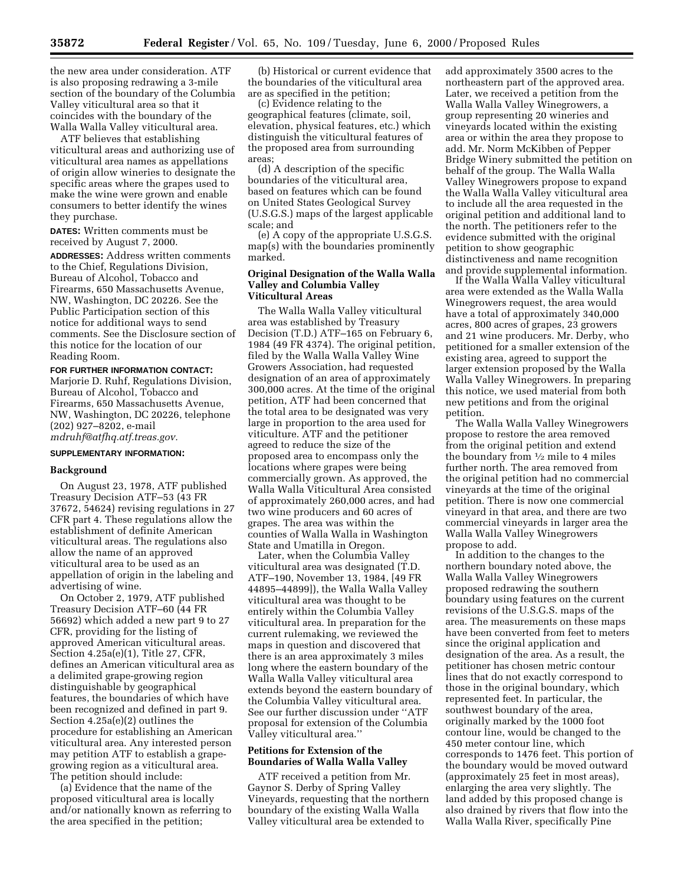the new area under consideration. ATF is also proposing redrawing a 3-mile section of the boundary of the Columbia Valley viticultural area so that it coincides with the boundary of the Walla Walla Valley viticultural area.

ATF believes that establishing viticultural areas and authorizing use of viticultural area names as appellations of origin allow wineries to designate the specific areas where the grapes used to make the wine were grown and enable consumers to better identify the wines they purchase.

**DATES:** Written comments must be received by August 7, 2000.

**ADDRESSES:** Address written comments to the Chief, Regulations Division, Bureau of Alcohol, Tobacco and Firearms, 650 Massachusetts Avenue, NW, Washington, DC 20226. See the Public Participation section of this notice for additional ways to send comments. See the Disclosure section of this notice for the location of our Reading Room.

**FOR FURTHER INFORMATION CONTACT:** Marjorie D. Ruhf, Regulations Division, Bureau of Alcohol, Tobacco and Firearms, 650 Massachusetts Avenue, NW, Washington, DC 20226, telephone (202) 927–8202, e-mail *mdruhf@atfhq.atf.treas.gov.*

**SUPPLEMENTARY INFORMATION:**

## Background

On August 23, 1978, ATF published Treasury Decision ATF–53 (43 FR 37672, 54624) revising regulations in 27 CFR part 4. These regulations allow the establishment of definite American viticultural areas. The regulations also allow the name of an approved viticultural area to be used as an appellation of origin in the labeling and advertising of wine.

On October 2, 1979, ATF published Treasury Decision ATF–60 (44 FR 56692) which added a new part 9 to 27 CFR, providing for the listing of approved American viticultural areas. Section 4.25a(e)(1), Title 27, CFR, defines an American viticultural area as a delimited grape-growing region distinguishable by geographical features, the boundaries of which have been recognized and defined in part 9. Section 4.25a(e)(2) outlines the procedure for establishing an American viticultural area. Any interested person may petition ATF to establish a grape-growing region as a viticultural area. The petition should include:

(a) Evidence that the name of the proposed viticultural area is locally and/or nationally known as referring to the area specified in the petition;

(b) Historical or current evidence that the boundaries of the viticultural area are as specified in the petition;

(c) Evidence relating to the geographical features (climate, soil, elevation, physical features, etc.) which distinguish the viticultural features of the proposed area from surrounding areas;

(d) A description of the specific boundaries of the viticultural area, based on features which can be found on United States Geological Survey (U.S.G.S.) maps of the largest applicable scale; and

(e) A copy of the appropriate U.S.G.S. map(s) with the boundaries prominently marked.

## Original Designation of the Walla Walla Valley and Columbia Valley Viticultural Areas

The Walla Walla Valley viticultural area was established by Treasury Decision (T.D.) ATF–165 on February 6, 1984 (49 FR 4374). The original petition, filed by the Walla Walla Valley Wine Growers Association, had requested designation of an area of approximately 300,000 acres. At the time of the original petition, ATF had been concerned that the total area to be designated was very large in proportion to the area used for viticulture. ATF and the petitioner agreed to reduce the size of the proposed area to encompass only the locations where grapes were being commercially grown. As approved, the Walla Walla Viticultural Area consisted of approximately 260,000 acres, and had two wine producers and 60 acres of grapes. The area was within the counties of Walla Walla in Washington State and Umatilla in Oregon.

Later, when the Columbia Valley viticultural area was designated (T.D. ATF–190, November 13, 1984, [49 FR 44895–44899]), the Walla Walla Valley viticultural area was thought to be entirely within the Columbia Valley viticultural area. In preparation for the current rulemaking, we reviewed the maps in question and discovered that there is an area approximately 3 miles long where the eastern boundary of the Walla Walla Valley viticultural area extends beyond the eastern boundary of the Columbia Valley viticultural area. See our further discussion under "ATF proposal for extension of the Columbia Valley viticultural area."

## Petitions for Extension of the Boundaries of Walla Walla Valley

ATF received a petition from Mr. Gaynor S. Derby of Spring Valley Vineyards, requesting that the northern boundary of the existing Walla Walla Valley viticultural area be extended to add approximately 3500 acres to the northeastern part of the approved area. Later, we received a petition from the Walla Walla Valley Winegrowers, a group representing 20 wineries and vineyards located within the existing area or within the area they propose to add. Mr. Norm McKibben of Pepper Bridge Winery submitted the petition on behalf of the group. The Walla Walla Valley Winegrowers propose to expand the Walla Walla Valley viticultural area to include all the area requested in the original petition and additional land to the north. The petitioners refer to the evidence submitted with the original petition to show geographic distinctiveness and name recognition and provide supplemental information.

If the Walla Walla Valley viticultural area were extended as the Walla Walla Winegrowers request, the area would have a total of approximately 340,000 acres, 800 acres of grapes, 23 growers and 21 wine producers. Mr. Derby, who petitioned for a smaller extension of the existing area, agreed to support the larger extension proposed by the Walla Walla Valley Winegrowers. In preparing this notice, we used material from both new petitions and from the original petition.

The Walla Walla Valley Winegrowers propose to restore the area removed from the original petition and extend the boundary from ½ mile to 4 miles further north. The area removed from the original petition had no commercial vineyards at the time of the original petition. There is now one commercial vineyard in that area, and there are two commercial vineyards in larger area the Walla Walla Valley Winegrowers propose to add.

In addition to the changes to the northern boundary noted above, the Walla Walla Valley Winegrowers proposed redrawing the southern boundary using features on the current revisions of the U.S.G.S. maps of the area. The measurements on these maps have been converted from feet to meters since the original application and designation of the area. As a result, the petitioner has chosen metric contour lines that do not exactly correspond to those in the original boundary, which represented feet. In particular, the southwest boundary of the area, originally marked by the 1000 foot contour line, would be changed to the 450 meter contour line, which corresponds to 1476 feet. This portion of the boundary would be moved outward (approximately 25 feet in most areas), enlarging the area very slightly. The land added by this proposed change is also drained by rivers that flow into the Walla Walla River, specifically Pine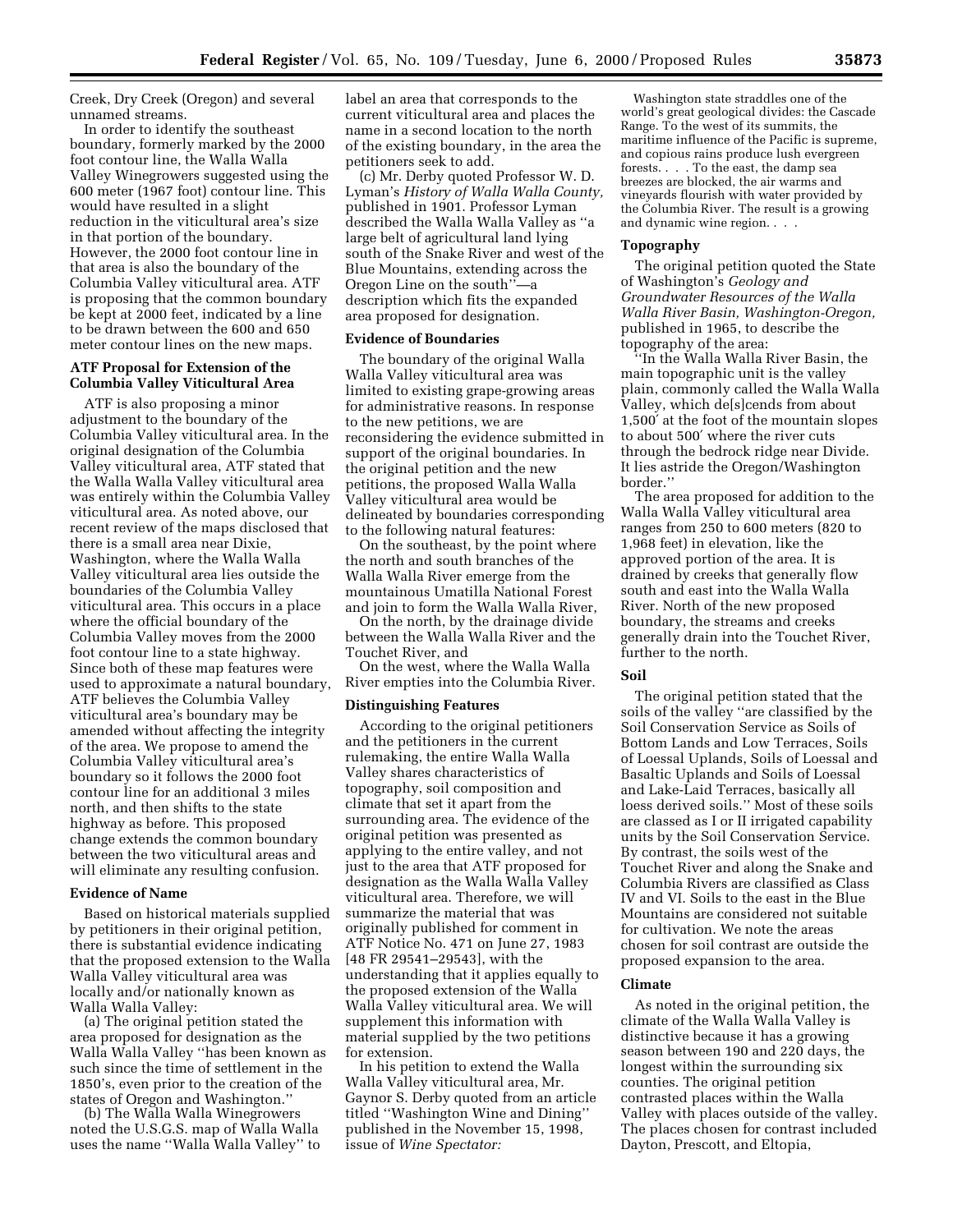Creek, Dry Creek (Oregon) and several unnamed streams.

In order to identify the southeast boundary, formerly marked by the 2000 foot contour line, the Walla Walla Valley Winegrowers suggested using the 600 meter (1967 foot) contour line. This would have resulted in a slight reduction in the viticultural area's size in that portion of the boundary. However, the 2000 foot contour line in that area is also the boundary of the Columbia Valley viticultural area. ATF is proposing that the common boundary be kept at 2000 feet, indicated by a line to be drawn between the 600 and 650 meter contour lines on the new maps.

### ATF Proposal for Extension of the Columbia Valley Viticultural Area

ATF is also proposing a minor adjustment to the boundary of the Columbia Valley viticultural area. In the original designation of the Columbia Valley viticultural area, ATF stated that the Walla Walla Valley viticultural area was entirely within the Columbia Valley viticultural area. As noted above, our recent review of the maps disclosed that there is a small area near Dixie, Washington, where the Walla Walla Valley viticultural area lies outside the boundaries of the Columbia Valley viticultural area. This occurs in a place where the official boundary of the Columbia Valley moves from the 2000 foot contour line to a state highway. Since both of these map features were used to approximate a natural boundary, ATF believes the Columbia Valley viticultural area's boundary may be amended without affecting the integrity of the area. We propose to amend the Columbia Valley viticultural area's boundary so it follows the 2000 foot contour line for an additional 3 miles north, and then shifts to the state highway as before. This proposed change extends the common boundary between the two viticultural areas and will eliminate any resulting confusion.

### Evidence of Name

Based on historical materials supplied by petitioners in their original petition, there is substantial evidence indicating that the proposed extension to the Walla Walla Valley viticultural area was locally and/or nationally known as Walla Walla Valley:

(a) The original petition stated the area proposed for designation as the Walla Walla Valley ''has been known as such since the time of settlement in the 1850's, even prior to the creation of the states of Oregon and Washington.''

(b) The Walla Walla Winegrowers noted the U.S.G.S. map of Walla Walla uses the name ''Walla Walla Valley'' to label an area that corresponds to the current viticultural area and places the name in a second location to the north of the existing boundary, in the area the petitioners seek to add.

(c) Mr. Derby quoted Professor W. D. Lyman's *History of Walla Walla County,* published in 1901. Professor Lyman described the Walla Walla Valley as ''a large belt of agricultural land lying south of the Snake River and west of the Blue Mountains, extending across the Oregon Line on the south''—a description which fits the expanded area proposed for designation.

### Evidence of Boundaries

The boundary of the original Walla Walla Valley viticultural area was limited to existing grape-growing areas for administrative reasons. In response to the new petitions, we are reconsidering the evidence submitted in support of the original boundaries. In the original petition and the new petitions, the proposed Walla Walla Valley viticultural area would be delineated by boundaries corresponding to the following natural features:

On the southeast, by the point where the north and south branches of the Walla Walla River emerge from the mountainous Umatilla National Forest and join to form the Walla Walla River,

On the north, by the drainage divide between the Walla Walla River and the Touchet River, and

On the west, where the Walla Walla River empties into the Columbia River.

### Distinguishing Features

According to the original petitioners and the petitioners in the current rulemaking, the entire Walla Walla Valley shares characteristics of topography, soil composition and climate that set it apart from the surrounding area. The evidence of the original petition was presented as applying to the entire valley, and not just to the area that ATF proposed for designation as the Walla Walla Valley viticultural area. Therefore, we will summarize the material that was originally published for comment in ATF Notice No. 471 on June 27, 1983 [48 FR 29541–29543], with the understanding that it applies equally to the proposed extension of the Walla Walla Valley viticultural area. We will supplement this information with material supplied by the two petitions for extension.

In his petition to extend the Walla Walla Valley viticultural area, Mr. Gaynor S. Derby quoted from an article titled ''Washington Wine and Dining'' published in the November 15, 1998, issue of *Wine Spectator:*

> Washington state straddles one of the world's great geological divides: the Cascade Range. To the west of its summits, the maritime influence of the Pacific is supreme, and copious rains produce lush evergreen forests. . . . To the east, the damp sea breezes are blocked, the air warms and vineyards flourish with water provided by the Columbia River. The result is a growing and dynamic wine region. . . .

### Topography

The original petition quoted the State of Washington's *Geology and Groundwater Resources of the Walla Walla River Basin, Washington-Oregon,* published in 1965, to describe the topography of the area:

''In the Walla Walla River Basin, the main topographic unit is the valley plain, commonly called the Walla Walla Valley, which de[s]cends from about 1,500′ at the foot of the mountain slopes to about 500′ where the river cuts through the bedrock ridge near Divide. It lies astride the Oregon/Washington border.''

The area proposed for addition to the Walla Walla Valley viticultural area ranges from 250 to 600 meters (820 to 1,968 feet) in elevation, like the approved portion of the area. It is drained by creeks that generally flow south and east into the Walla Walla River. North of the new proposed boundary, the streams and creeks generally drain into the Touchet River, further to the north.

### Soil

The original petition stated that the soils of the valley ''are classified by the Soil Conservation Service as Soils of Bottom Lands and Low Terraces, Soils of Loessal Uplands, Soils of Loessal and Basaltic Uplands and Soils of Loessal and Lake-Laid Terraces, basically all loess derived soils.'' Most of these soils are classed as I or II irrigated capability units by the Soil Conservation Service. By contrast, the soils west of the Touchet River and along the Snake and Columbia Rivers are classified as Class IV and VI. Soils to the east in the Blue Mountains are considered not suitable for cultivation. We note the areas chosen for soil contrast are outside the proposed expansion to the area.

### Climate

As noted in the original petition, the climate of the Walla Walla Valley is distinctive because it has a growing season between 190 and 220 days, the longest within the surrounding six counties. The original petition contrasted places within the Walla Walla Valley with places outside of the valley. The places chosen for contrast included Dayton, Prescott, and Eltopia,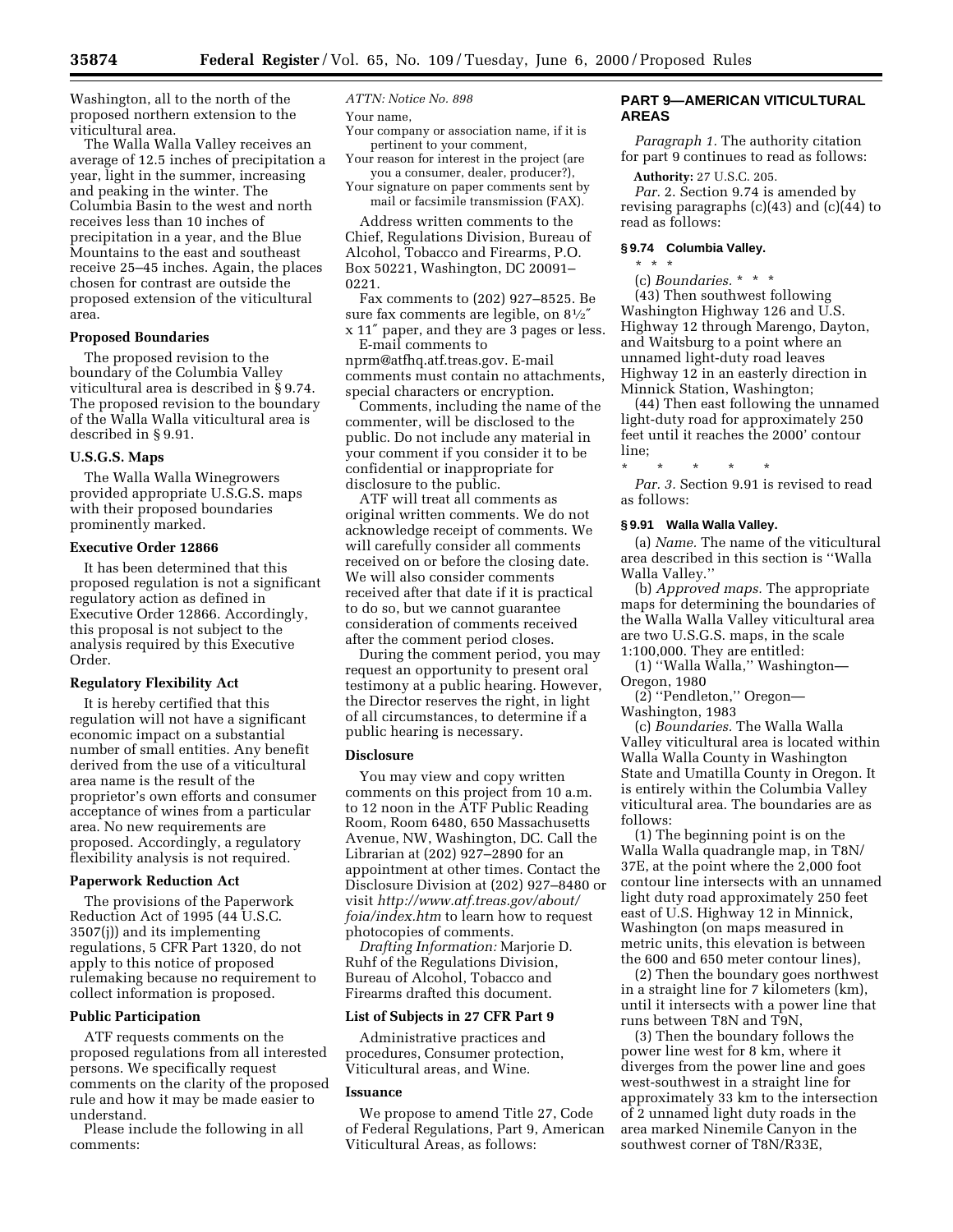Washington, all to the north of the proposed northern extension to the viticultural area.

The Walla Walla Valley receives an average of 12.5 inches of precipitation a year, light in the summer, increasing and peaking in the winter. The Columbia Basin to the west and north receives less than 10 inches of precipitation in a year, and the Blue Mountains to the east and southeast receive 25–45 inches. Again, the places chosen for contrast are outside the proposed extension of the viticultural area.

**Proposed Boundaries**

The proposed revision to the boundary of the Columbia Valley viticultural area is described in § 9.74. The proposed revision to the boundary of the Walla Walla viticultural area is described in § 9.91.

**U.S.G.S. Maps**

The Walla Walla Winegrowers provided appropriate U.S.G.S. maps with their proposed boundaries prominently marked.

**Executive Order 12866**

It has been determined that this proposed regulation is not a significant regulatory action as defined in Executive Order 12866. Accordingly, this proposal is not subject to the analysis required by this Executive Order.

**Regulatory Flexibility Act**

It is hereby certified that this regulation will not have a significant economic impact on a substantial number of small entities. Any benefit derived from the use of a viticultural area name is the result of the proprietor's own efforts and consumer acceptance of wines from a particular area. No new requirements are proposed. Accordingly, a regulatory flexibility analysis is not required.

**Paperwork Reduction Act**

The provisions of the Paperwork Reduction Act of 1995 (44 U.S.C. 3507(j)) and its implementing regulations, 5 CFR Part 1320, do not apply to this notice of proposed rulemaking because no requirement to collect information is proposed.

**Public Participation**

ATF requests comments on the proposed regulations from all interested persons. We specifically request comments on the clarity of the proposed rule and how it may be made easier to understand.

Please include the following in all comments:

*ATTN: Notice No. 898*

Your name,

Your company or association name, if it is pertinent to your comment,

Your reason for interest in the project (are you a consumer, dealer, producer?),

Your signature on paper comments sent by mail or facsimile transmission (FAX).

Address written comments to the Chief, Regulations Division, Bureau of Alcohol, Tobacco and Firearms, P.O. Box 50221, Washington, DC 20091–0221.

Fax comments to (202) 927–8525. Be sure fax comments are legible, on 8½″ x 11″ paper, and they are 3 pages or less.

E-mail comments to nprm@atfhq.atf.treas.gov. E-mail comments must contain no attachments, special characters or encryption.

Comments, including the name of the commenter, will be disclosed to the public. Do not include any material in your comment if you consider it to be confidential or inappropriate for disclosure to the public.

ATF will treat all comments as original written comments. We do not acknowledge receipt of comments. We will carefully consider all comments received on or before the closing date. We will also consider comments received after that date if it is practical to do so, but we cannot guarantee consideration of comments received after the comment period closes.

During the comment period, you may request an opportunity to present oral testimony at a public hearing. However, the Director reserves the right, in light of all circumstances, to determine if a public hearing is necessary.

**Disclosure**

You may view and copy written comments on this project from 10 a.m. to 12 noon in the ATF Public Reading Room, Room 6480, 650 Massachusetts Avenue, NW, Washington, DC. Call the Librarian at (202) 927–2890 for an appointment at other times. Contact the Disclosure Division at (202) 927–8480 or visit *http://www.atf.treas.gov/about/foia/index.htm* to learn how to request photocopies of comments.

*Drafting Information:* Marjorie D. Ruhf of the Regulations Division, Bureau of Alcohol, Tobacco and Firearms drafted this document.

**List of Subjects in 27 CFR Part 9**

Administrative practices and procedures, Consumer protection, Viticultural areas, and Wine.

**Issuance**

We propose to amend Title 27, Code of Federal Regulations, Part 9, American Viticultural Areas, as follows:

## PART 9—AMERICAN VITICULTURAL AREAS

*Paragraph 1.* The authority citation for part 9 continues to read as follows:

**Authority:** 27 U.S.C. 205.

*Par. 2.* Section 9.74 is amended by revising paragraphs (c)(43) and (c)(44) to read as follows:

### § 9.74 Columbia Valley.

\* \* \*

(c) *Boundaries.* \* \* \*

(43) Then southwest following Washington Highway 126 and U.S. Highway 12 through Marengo, Dayton, and Waitsburg to a point where an unnamed light-duty road leaves Highway 12 in an easterly direction in Minnick Station, Washington;

(44) Then east following the unnamed light-duty road for approximately 250 feet until it reaches the 2000′ contour line;

\* \* \* \* \*

*Par. 3.* Section 9.91 is revised to read as follows:

### § 9.91 Walla Walla Valley.

(a) *Name.* The name of the viticultural area described in this section is ''Walla Walla Valley.''

(b) *Approved maps.* The appropriate maps for determining the boundaries of the Walla Walla Valley viticultural area are two U.S.G.S. maps, in the scale 1:100,000. They are entitled:

(1) ''Walla Walla,'' Washington—Oregon, 1980

(2) ''Pendleton,'' Oregon—Washington, 1983

(c) *Boundaries.* The Walla Walla Valley viticultural area is located within Walla Walla County in Washington State and Umatilla County in Oregon. It is entirely within the Columbia Valley viticultural area. The boundaries are as follows:

(1) The beginning point is on the Walla Walla quadrangle map, in T8N/37E, at the point where the 2,000 foot contour line intersects with an unnamed light duty road approximately 250 feet east of U.S. Highway 12 in Minnick, Washington (on maps measured in metric units, this elevation is between the 600 and 650 meter contour lines),

(2) Then the boundary goes northwest in a straight line for 7 kilometers (km), until it intersects with a power line that runs between T8N and T9N,

(3) Then the boundary follows the power line west for 8 km, where it diverges from the power line and goes west-southwest in a straight line for approximately 33 km to the intersection of 2 unnamed light duty roads in the area marked Ninemile Canyon in the southwest corner of T8N/R33E,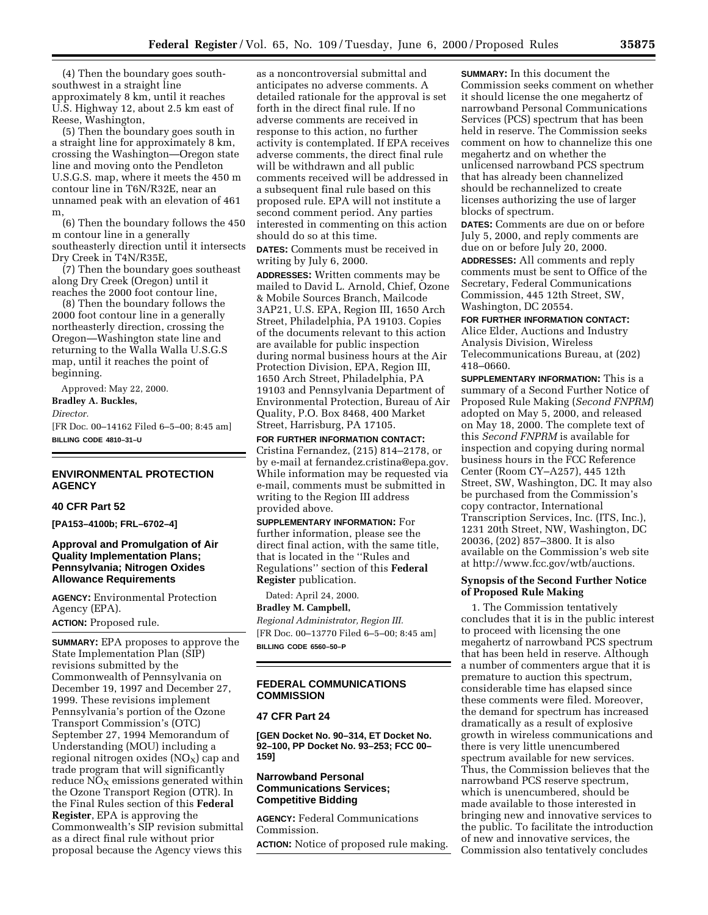(4) Then the boundary goes south-southwest in a straight line approximately 8 km, until it reaches U.S. Highway 12, about 2.5 km east of Reese, Washington,

(5) Then the boundary goes south in a straight line for approximately 8 km, crossing the Washington—Oregon state line and moving onto the Pendleton U.S.G.S. map, where it meets the 450 m contour line in T6N/R32E, near an unnamed peak with an elevation of 461 m,

(6) Then the boundary follows the 450 m contour line in a generally southeasterly direction until it intersects Dry Creek in T4N/R35E,

(7) Then the boundary goes southeast along Dry Creek (Oregon) until it reaches the 2000 foot contour line,

(8) Then the boundary follows the 2000 foot contour line in a generally northeasterly direction, crossing the Oregon—Washington state line and returning to the Walla Walla U.S.G.S map, until it reaches the point of beginning.

Approved: May 22, 2000.

**Bradley A. Buckles,**

*Director.*

[FR Doc. 00–14162 Filed 6–5–00; 8:45 am]

**BILLING CODE 4810–31–U**

---

## ENVIRONMENTAL PROTECTION AGENCY

### 40 CFR Part 52

**[PA153–4100b; FRL–6702–4]**

### Approval and Promulgation of Air Quality Implementation Plans; Pennsylvania; Nitrogen Oxides Allowance Requirements

**AGENCY:** Environmental Protection Agency (EPA).

**ACTION:** Proposed rule.

**SUMMARY:** EPA proposes to approve the State Implementation Plan (SIP) revisions submitted by the Commonwealth of Pennsylvania on December 19, 1997 and December 27, 1999. These revisions implement Pennsylvania's portion of the Ozone Transport Commission's (OTC) September 27, 1994 Memorandum of Understanding (MOU) including a regional nitrogen oxides ($NO_X$) cap and trade program that will significantly reduce $NO_X$ emissions generated within the Ozone Transport Region (OTR). In the Final Rules section of this **Federal Register**, EPA is approving the Commonwealth's SIP revision submittal as a direct final rule without prior proposal because the Agency views this as a noncontroversial submittal and anticipates no adverse comments. A detailed rationale for the approval is set forth in the direct final rule. If no adverse comments are received in response to this action, no further activity is contemplated. If EPA receives adverse comments, the direct final rule will be withdrawn and all public comments received will be addressed in a subsequent final rule based on this proposed rule. EPA will not institute a second comment period. Any parties interested in commenting on this action should do so at this time.

**DATES:** Comments must be received in writing by July 6, 2000.

**ADDRESSES:** Written comments may be mailed to David L. Arnold, Chief, Ozone & Mobile Sources Branch, Mailcode 3AP21, U.S. EPA, Region III, 1650 Arch Street, Philadelphia, PA 19103. Copies of the documents relevant to this action are available for public inspection during normal business hours at the Air Protection Division, EPA, Region III, 1650 Arch Street, Philadelphia, PA 19103 and Pennsylvania Department of Environmental Protection, Bureau of Air Quality, P.O. Box 8468, 400 Market Street, Harrisburg, PA 17105.

**FOR FURTHER INFORMATION CONTACT:** Cristina Fernandez, (215) 814–2178, or by e-mail at fernandez.cristina@epa.gov. While information may be requested via e-mail, comments must be submitted in writing to the Region III address provided above.

**SUPPLEMENTARY INFORMATION:** For further information, please see the direct final action, with the same title, that is located in the ''Rules and Regulations'' section of this **Federal Register** publication.

Dated: April 24, 2000.

**Bradley M. Campbell,**

*Regional Administrator, Region III.*

[FR Doc. 00–13770 Filed 6–5–00; 8:45 am]

**BILLING CODE 6560–50–P**

---

## FEDERAL COMMUNICATIONS COMMISSION

### 47 CFR Part 24

**[GEN Docket No. 90–314, ET Docket No. 92–100, PP Docket No. 93–253; FCC 00–159]**

### Narrowband Personal Communications Services; Competitive Bidding

**AGENCY:** Federal Communications Commission.

**ACTION:** Notice of proposed rule making.

**SUMMARY:** In this document the Commission seeks comment on whether it should license the one megahertz of narrowband Personal Communications Services (PCS) spectrum that has been held in reserve. The Commission seeks comment on how to channelize this one megahertz and on whether the unlicensed narrowband PCS spectrum that has already been channelized should be rechannelized to create licenses authorizing the use of larger blocks of spectrum.

**DATES:** Comments are due on or before July 5, 2000, and reply comments are due on or before July 20, 2000.

**ADDRESSES:** All comments and reply comments must be sent to Office of the Secretary, Federal Communications Commission, 445 12th Street, SW, Washington, DC 20554.

**FOR FURTHER INFORMATION CONTACT:** Alice Elder, Auctions and Industry Analysis Division, Wireless Telecommunications Bureau, at (202) 418–0660.

**SUPPLEMENTARY INFORMATION:** This is a summary of a Second Further Notice of Proposed Rule Making (*Second FNPRM*) adopted on May 5, 2000, and released on May 18, 2000. The complete text of this *Second FNPRM* is available for inspection and copying during normal business hours in the FCC Reference Center (Room CY–A257), 445 12th Street, SW, Washington, DC. It may also be purchased from the Commission's copy contractor, International Transcription Services, Inc. (ITS, Inc.), 1231 20th Street, NW, Washington, DC 20036, (202) 857–3800. It is also available on the Commission's web site at http://www.fcc.gov/wtb/auctions.

### Synopsis of the Second Further Notice of Proposed Rule Making

1. The Commission tentatively concludes that it is in the public interest to proceed with licensing the one megahertz of narrowband PCS spectrum that has been held in reserve. Although a number of commenters argue that it is premature to auction this spectrum, considerable time has elapsed since these comments were filed. Moreover, the demand for spectrum has increased dramatically as a result of explosive growth in wireless communications and there is very little unencumbered spectrum available for new services. Thus, the Commission believes that the narrowband PCS reserve spectrum, which is unencumbered, should be made available to those interested in bringing new and innovative services to the public. To facilitate the introduction of new and innovative services, the Commission also tentatively concludes